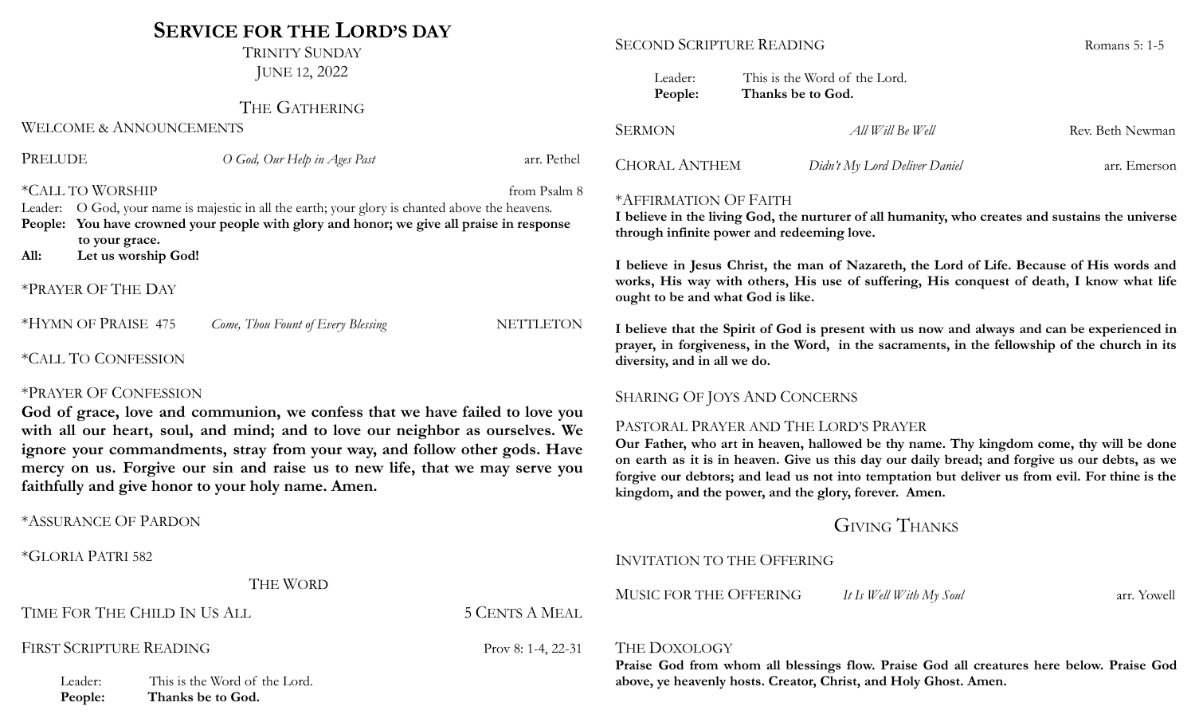# Service for the Lord's Day

Trinity Sunday

June 12, 2022

## The Gathering

Welcome & Announcements

Prelude — *O God, Our Help in Ages Past* — arr. Pethel

*Call to Worship — from Psalm 8

Leader: O God, your name is majestic in all the earth; your glory is chanted above the heavens.

**People: You have crowned your people with glory and honor; we give all praise in response to your grace.**

**All: Let us worship God!**

*Prayer Of The Day

*Hymn of Praise 475 — *Come, Thou Fount of Every Blessing* — NETTLETON

*Call To Confession

*Prayer Of Confession

**God of grace, love and communion, we confess that we have failed to love you with all our heart, soul, and mind; and to love our neighbor as ourselves. We ignore your commandments, stray from your way, and follow other gods. Have mercy on us. Forgive our sin and raise us to new life, that we may serve you faithfully and give honor to your holy name. Amen.**

*Assurance Of Pardon

*Gloria Patri 582

## The Word

Time For The Child In Us All — 5 Cents A Meal

First Scripture Reading — Prov 8: 1-4, 22-31

Leader: This is the Word of the Lord.

**People: Thanks be to God.**

Second Scripture Reading — Romans 5: 1-5

Leader: This is the Word of the Lord.

**People: Thanks be to God.**

Sermon — *All Will Be Well* — Rev. Beth Newman

Choral Anthem — *Didn't My Lord Deliver Daniel* — arr. Emerson

*Affirmation Of Faith

**I believe in the living God, the nurturer of all humanity, who creates and sustains the universe through infinite power and redeeming love.**

**I believe in Jesus Christ, the man of Nazareth, the Lord of Life. Because of His words and works, His way with others, His use of suffering, His conquest of death, I know what life ought to be and what God is like.**

**I believe that the Spirit of God is present with us now and always and can be experienced in prayer, in forgiveness, in the Word, in the sacraments, in the fellowship of the church in its diversity, and in all we do.**

Sharing Of Joys And Concerns

Pastoral Prayer and The Lord's Prayer

**Our Father, who art in heaven, hallowed be thy name. Thy kingdom come, thy will be done on earth as it is in heaven. Give us this day our daily bread; and forgive us our debts, as we forgive our debtors; and lead us not into temptation but deliver us from evil. For thine is the kingdom, and the power, and the glory, forever. Amen.**

## Giving Thanks

Invitation to the Offering

Music for the Offering — *It Is Well With My Soul* — arr. Yowell

The Doxology

**Praise God from whom all blessings flow. Praise God all creatures here below. Praise God above, ye heavenly hosts. Creator, Christ, and Holy Ghost. Amen.**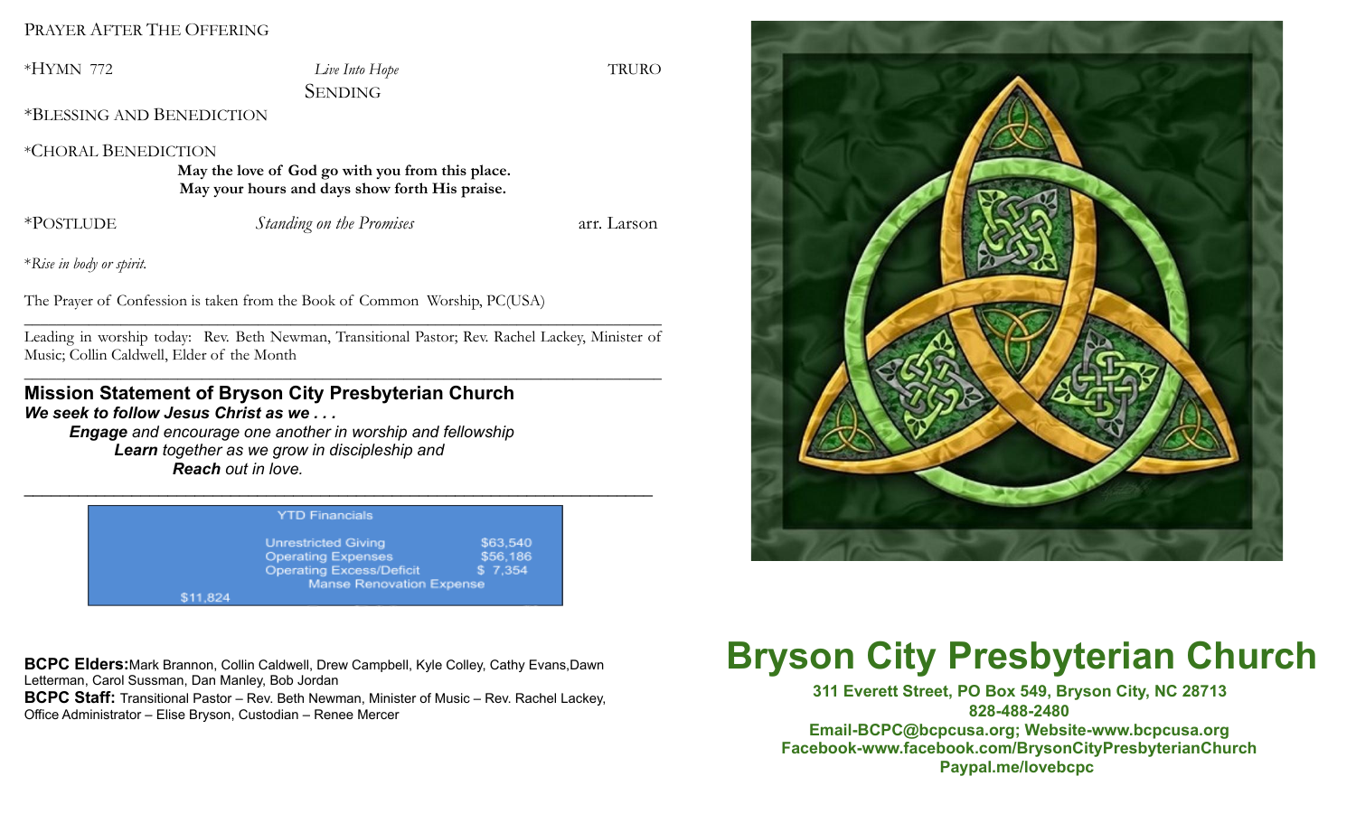PRAYER AFTER THE OFFERING

*HYMN 772 — *Live Into Hope* — TRURO

SENDING

*BLESSING AND BENEDICTION

*CHORAL BENEDICTION

**May the love of God go with you from this place.**
**May your hours and days show forth His praise.**

*POSTLUDE — *Standing on the Promises* — arr. Larson

**Rise in body or spirit.*

The Prayer of Confession is taken from the Book of Common Worship, PC(USA)

---

Leading in worship today: Rev. Beth Newman, Transitional Pastor; Rev. Rachel Lackey, Minister of Music; Collin Caldwell, Elder of the Month

---

**Mission Statement of Bryson City Presbyterian Church**

***We seek to follow Jesus Christ as we . . .***

***Engage** and encourage one another in worship and fellowship*
***Learn** together as we grow in discipleship and*
***Reach** out in love.*

---

YTD Financials

| | |
|---|---|
| Unrestricted Giving | $63,540 |
| Operating Expenses | $56,186 |
| Operating Excess/Deficit | $ 7,354 |
| Manse Renovation Expense | $11,824 |

**BCPC Elders:** Mark Brannon, Collin Caldwell, Drew Campbell, Kyle Colley, Cathy Evans, Dawn Letterman, Carol Sussman, Dan Manley, Bob Jordan

**BCPC Staff:** Transitional Pastor – Rev. Beth Newman, Minister of Music – Rev. Rachel Lackey, Office Administrator – Elise Bryson, Custodian – Renee Mercer

# Bryson City Presbyterian Church

**311 Everett Street, PO Box 549, Bryson City, NC 28713**
**828-488-2480**
**Email-BCPC@bcpcusa.org; Website-www.bcpcusa.org**
**Facebook-www.facebook.com/BrysonCityPresbyterianChurch**
**Paypal.me/lovebcpc**